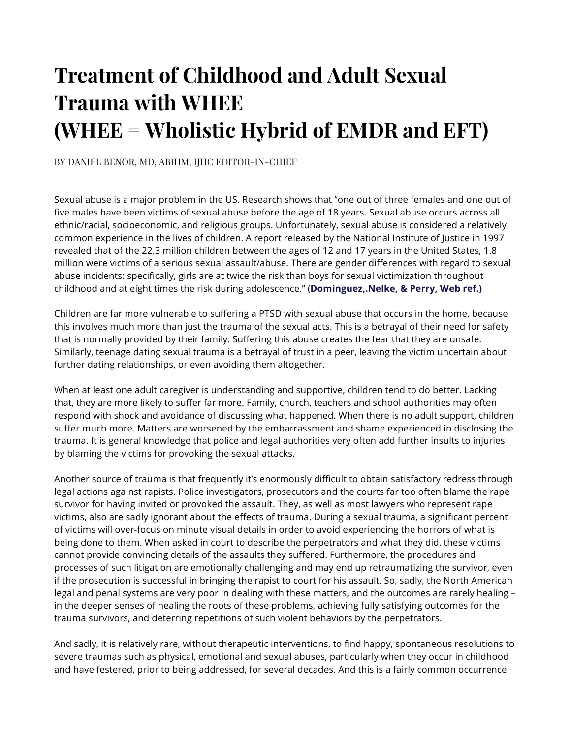# Treatment of Childhood and Adult Sexual Trauma with WHEE (WHEE = Wholistic Hybrid of EMDR and EFT)

BY DANIEL BENOR, MD, ABIHM, IJHC EDITOR-IN-CHIEF

Sexual abuse is a major problem in the US. Research shows that "one out of three females and one out of five males have been victims of sexual abuse before the age of 18 years. Sexual abuse occurs across all ethnic/racial, socioeconomic, and religious groups. Unfortunately, sexual abuse is considered a relatively common experience in the lives of children. A report released by the National Institute of Justice in 1997 revealed that of the 22.3 million children between the ages of 12 and 17 years in the United States, 1.8 million were victims of a serious sexual assault/abuse. There are gender differences with regard to sexual abuse incidents: specifically, girls are at twice the risk than boys for sexual victimization throughout childhood and at eight times the risk during adolescence." (**Dominguez,.Nelke, & Perry, Web ref.)**

Children are far more vulnerable to suffering a PTSD with sexual abuse that occurs in the home, because this involves much more than just the trauma of the sexual acts. This is a betrayal of their need for safety that is normally provided by their family. Suffering this abuse creates the fear that they are unsafe. Similarly, teenage dating sexual trauma is a betrayal of trust in a peer, leaving the victim uncertain about further dating relationships, or even avoiding them altogether.

When at least one adult caregiver is understanding and supportive, children tend to do better. Lacking that, they are more likely to suffer far more. Family, church, teachers and school authorities may often respond with shock and avoidance of discussing what happened. When there is no adult support, children suffer much more. Matters are worsened by the embarrassment and shame experienced in disclosing the trauma. It is general knowledge that police and legal authorities very often add further insults to injuries by blaming the victims for provoking the sexual attacks.

Another source of trauma is that frequently it's enormously difficult to obtain satisfactory redress through legal actions against rapists. Police investigators, prosecutors and the courts far too often blame the rape survivor for having invited or provoked the assault. They, as well as most lawyers who represent rape victims, also are sadly ignorant about the effects of trauma. During a sexual trauma, a significant percent of victims will over-focus on minute visual details in order to avoid experiencing the horrors of what is being done to them. When asked in court to describe the perpetrators and what they did, these victims cannot provide convincing details of the assaults they suffered. Furthermore, the procedures and processes of such litigation are emotionally challenging and may end up retraumatizing the survivor, even if the prosecution is successful in bringing the rapist to court for his assault. So, sadly, the North American legal and penal systems are very poor in dealing with these matters, and the outcomes are rarely healing – in the deeper senses of healing the roots of these problems, achieving fully satisfying outcomes for the trauma survivors, and deterring repetitions of such violent behaviors by the perpetrators.

And sadly, it is relatively rare, without therapeutic interventions, to find happy, spontaneous resolutions to severe traumas such as physical, emotional and sexual abuses, particularly when they occur in childhood and have festered, prior to being addressed, for several decades. And this is a fairly common occurrence.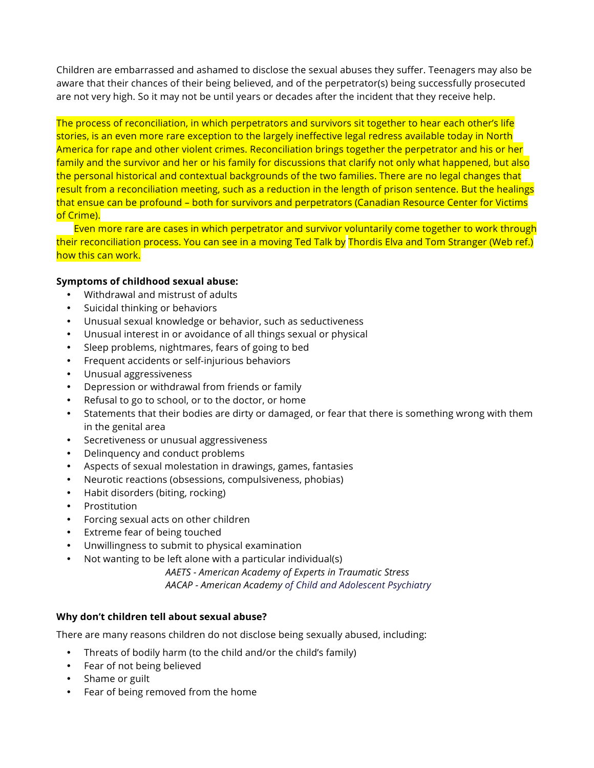Children are embarrassed and ashamed to disclose the sexual abuses they suffer. Teenagers may also be aware that their chances of their being believed, and of the perpetrator(s) being successfully prosecuted are not very high. So it may not be until years or decades after the incident that they receive help.

The process of reconciliation, in which perpetrators and survivors sit together to hear each other's life stories, is an even more rare exception to the largely ineffective legal redress available today in North America for rape and other violent crimes. Reconciliation brings together the perpetrator and his or her family and the survivor and her or his family for discussions that clarify not only what happened, but also the personal historical and contextual backgrounds of the two families. There are no legal changes that result from a reconciliation meeting, such as a reduction in the length of prison sentence. But the healings that ensue can be profound – both for survivors and perpetrators (Canadian Resource Center for Victims of Crime).

Even more rare are cases in which perpetrator and survivor voluntarily come together to work through their reconciliation process. You can see in a moving Ted Talk by Thordis Elva and Tom Stranger (Web ref.) how this can work.

**Symptoms of childhood sexual abuse:**

- Withdrawal and mistrust of adults
- Suicidal thinking or behaviors
- Unusual sexual knowledge or behavior, such as seductiveness
- Unusual interest in or avoidance of all things sexual or physical
- Sleep problems, nightmares, fears of going to bed
- Frequent accidents or self-injurious behaviors
- Unusual aggressiveness
- Depression or withdrawal from friends or family
- Refusal to go to school, or to the doctor, or home
- Statements that their bodies are dirty or damaged, or fear that there is something wrong with them in the genital area
- Secretiveness or unusual aggressiveness
- Delinquency and conduct problems
- Aspects of sexual molestation in drawings, games, fantasies
- Neurotic reactions (obsessions, compulsiveness, phobias)
- Habit disorders (biting, rocking)
- Prostitution
- Forcing sexual acts on other children
- Extreme fear of being touched
- Unwillingness to submit to physical examination
- Not wanting to be left alone with a particular individual(s)

*AAETS - American Academy of Experts in Traumatic Stress*
*AACAP - American Academy of Child and Adolescent Psychiatry*

**Why don't children tell about sexual abuse?**

There are many reasons children do not disclose being sexually abused, including:

- Threats of bodily harm (to the child and/or the child's family)
- Fear of not being believed
- Shame or guilt
- Fear of being removed from the home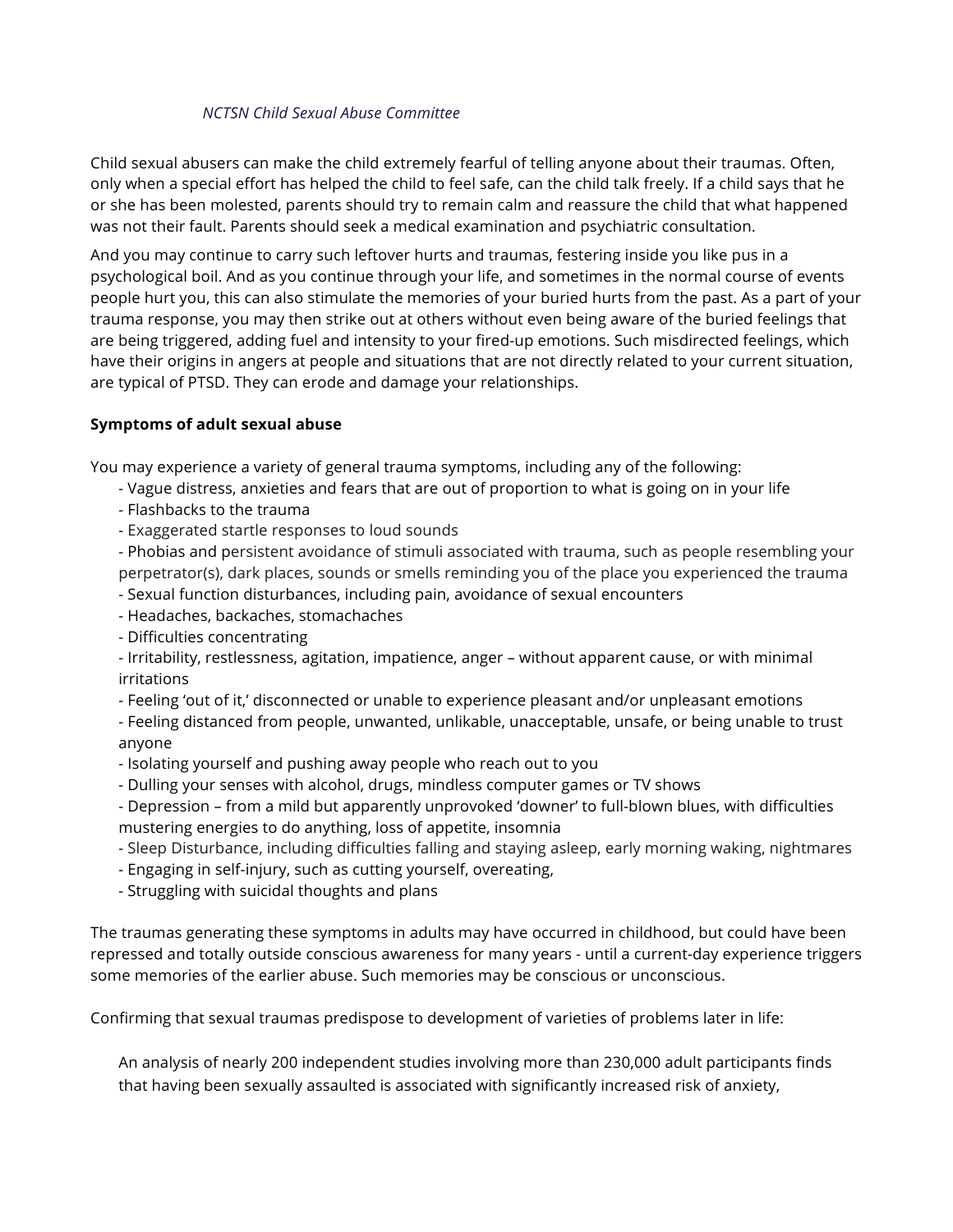*NCTSN Child Sexual Abuse Committee*

Child sexual abusers can make the child extremely fearful of telling anyone about their traumas. Often, only when a special effort has helped the child to feel safe, can the child talk freely. If a child says that he or she has been molested, parents should try to remain calm and reassure the child that what happened was not their fault. Parents should seek a medical examination and psychiatric consultation.

And you may continue to carry such leftover hurts and traumas, festering inside you like pus in a psychological boil. And as you continue through your life, and sometimes in the normal course of events people hurt you, this can also stimulate the memories of your buried hurts from the past. As a part of your trauma response, you may then strike out at others without even being aware of the buried feelings that are being triggered, adding fuel and intensity to your fired-up emotions. Such misdirected feelings, which have their origins in angers at people and situations that are not directly related to your current situation, are typical of PTSD. They can erode and damage your relationships.

**Symptoms of adult sexual abuse**

You may experience a variety of general trauma symptoms, including any of the following:

- Vague distress, anxieties and fears that are out of proportion to what is going on in your life
- Flashbacks to the trauma
- Exaggerated startle responses to loud sounds
- Phobias and persistent avoidance of stimuli associated with trauma, such as people resembling your perpetrator(s), dark places, sounds or smells reminding you of the place you experienced the trauma
- Sexual function disturbances, including pain, avoidance of sexual encounters
- Headaches, backaches, stomachaches
- Difficulties concentrating
- Irritability, restlessness, agitation, impatience, anger – without apparent cause, or with minimal irritations
- Feeling 'out of it,' disconnected or unable to experience pleasant and/or unpleasant emotions
- Feeling distanced from people, unwanted, unlikable, unacceptable, unsafe, or being unable to trust anyone
- Isolating yourself and pushing away people who reach out to you
- Dulling your senses with alcohol, drugs, mindless computer games or TV shows
- Depression – from a mild but apparently unprovoked 'downer' to full-blown blues, with difficulties mustering energies to do anything, loss of appetite, insomnia
- Sleep Disturbance, including difficulties falling and staying asleep, early morning waking, nightmares
- Engaging in self-injury, such as cutting yourself, overeating,
- Struggling with suicidal thoughts and plans

The traumas generating these symptoms in adults may have occurred in childhood, but could have been repressed and totally outside conscious awareness for many years - until a current-day experience triggers some memories of the earlier abuse. Such memories may be conscious or unconscious.

Confirming that sexual traumas predispose to development of varieties of problems later in life:

> An analysis of nearly 200 independent studies involving more than 230,000 adult participants finds that having been sexually assaulted is associated with significantly increased risk of anxiety,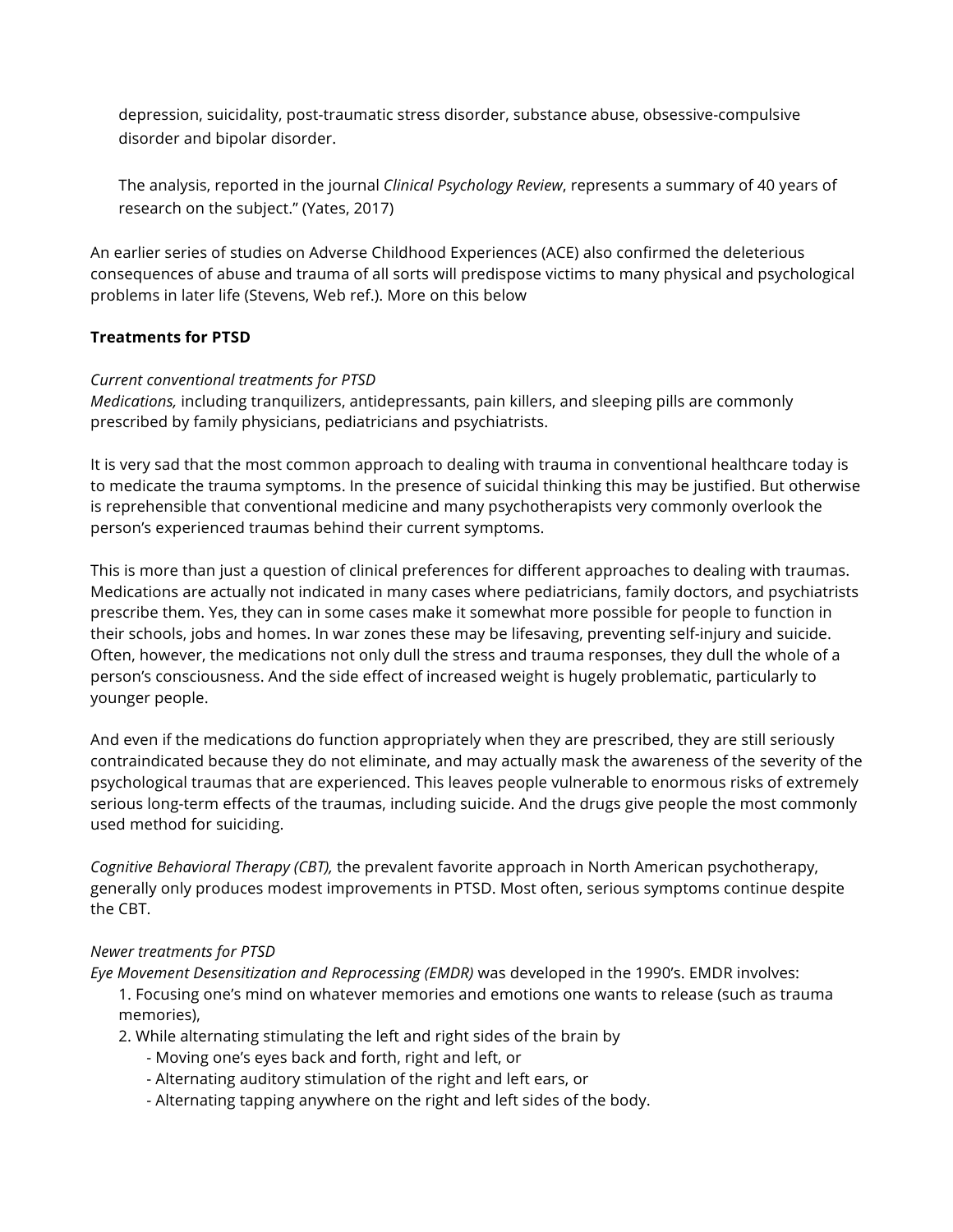depression, suicidality, post-traumatic stress disorder, substance abuse, obsessive-compulsive disorder and bipolar disorder.

The analysis, reported in the journal *Clinical Psychology Review*, represents a summary of 40 years of research on the subject." (Yates, 2017)

An earlier series of studies on Adverse Childhood Experiences (ACE) also confirmed the deleterious consequences of abuse and trauma of all sorts will predispose victims to many physical and psychological problems in later life (Stevens, Web ref.). More on this below

**Treatments for PTSD**

*Current conventional treatments for PTSD*
*Medications,* including tranquilizers, antidepressants, pain killers, and sleeping pills are commonly prescribed by family physicians, pediatricians and psychiatrists.

It is very sad that the most common approach to dealing with trauma in conventional healthcare today is to medicate the trauma symptoms. In the presence of suicidal thinking this may be justified. But otherwise is reprehensible that conventional medicine and many psychotherapists very commonly overlook the person's experienced traumas behind their current symptoms.

This is more than just a question of clinical preferences for different approaches to dealing with traumas. Medications are actually not indicated in many cases where pediatricians, family doctors, and psychiatrists prescribe them. Yes, they can in some cases make it somewhat more possible for people to function in their schools, jobs and homes. In war zones these may be lifesaving, preventing self-injury and suicide. Often, however, the medications not only dull the stress and trauma responses, they dull the whole of a person's consciousness. And the side effect of increased weight is hugely problematic, particularly to younger people.

And even if the medications do function appropriately when they are prescribed, they are still seriously contraindicated because they do not eliminate, and may actually mask the awareness of the severity of the psychological traumas that are experienced. This leaves people vulnerable to enormous risks of extremely serious long-term effects of the traumas, including suicide. And the drugs give people the most commonly used method for suiciding.

*Cognitive Behavioral Therapy (CBT),* the prevalent favorite approach in North American psychotherapy, generally only produces modest improvements in PTSD. Most often, serious symptoms continue despite the CBT.

*Newer treatments for PTSD*
*Eye Movement Desensitization and Reprocessing (EMDR)* was developed in the 1990's. EMDR involves:

1. Focusing one's mind on whatever memories and emotions one wants to release (such as trauma memories),
2. While alternating stimulating the left and right sides of the brain by
    - Moving one's eyes back and forth, right and left, or
    - Alternating auditory stimulation of the right and left ears, or
    - Alternating tapping anywhere on the right and left sides of the body.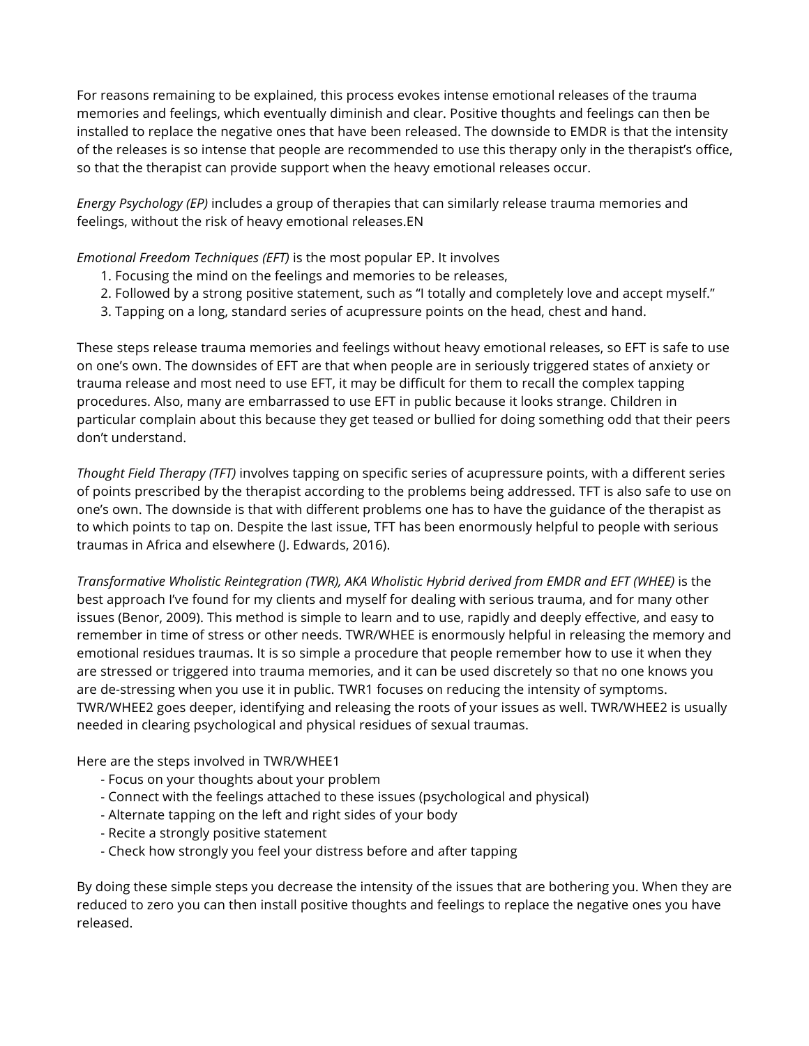For reasons remaining to be explained, this process evokes intense emotional releases of the trauma memories and feelings, which eventually diminish and clear. Positive thoughts and feelings can then be installed to replace the negative ones that have been released. The downside to EMDR is that the intensity of the releases is so intense that people are recommended to use this therapy only in the therapist's office, so that the therapist can provide support when the heavy emotional releases occur.

*Energy Psychology (EP)* includes a group of therapies that can similarly release trauma memories and feelings, without the risk of heavy emotional releases.EN

*Emotional Freedom Techniques (EFT)* is the most popular EP. It involves

1. Focusing the mind on the feelings and memories to be releases,
2. Followed by a strong positive statement, such as "I totally and completely love and accept myself."
3. Tapping on a long, standard series of acupressure points on the head, chest and hand.

These steps release trauma memories and feelings without heavy emotional releases, so EFT is safe to use on one's own. The downsides of EFT are that when people are in seriously triggered states of anxiety or trauma release and most need to use EFT, it may be difficult for them to recall the complex tapping procedures. Also, many are embarrassed to use EFT in public because it looks strange. Children in particular complain about this because they get teased or bullied for doing something odd that their peers don't understand.

*Thought Field Therapy (TFT)* involves tapping on specific series of acupressure points, with a different series of points prescribed by the therapist according to the problems being addressed. TFT is also safe to use on one's own. The downside is that with different problems one has to have the guidance of the therapist as to which points to tap on. Despite the last issue, TFT has been enormously helpful to people with serious traumas in Africa and elsewhere (J. Edwards, 2016).

*Transformative Wholistic Reintegration (TWR), AKA Wholistic Hybrid derived from EMDR and EFT (WHEE)* is the best approach I've found for my clients and myself for dealing with serious trauma, and for many other issues (Benor, 2009). This method is simple to learn and to use, rapidly and deeply effective, and easy to remember in time of stress or other needs. TWR/WHEE is enormously helpful in releasing the memory and emotional residues traumas. It is so simple a procedure that people remember how to use it when they are stressed or triggered into trauma memories, and it can be used discretely so that no one knows you are de-stressing when you use it in public. TWR1 focuses on reducing the intensity of symptoms. TWR/WHEE2 goes deeper, identifying and releasing the roots of your issues as well. TWR/WHEE2 is usually needed in clearing psychological and physical residues of sexual traumas.

Here are the steps involved in TWR/WHEE1

- Focus on your thoughts about your problem
- Connect with the feelings attached to these issues (psychological and physical)
- Alternate tapping on the left and right sides of your body
- Recite a strongly positive statement
- Check how strongly you feel your distress before and after tapping

By doing these simple steps you decrease the intensity of the issues that are bothering you. When they are reduced to zero you can then install positive thoughts and feelings to replace the negative ones you have released.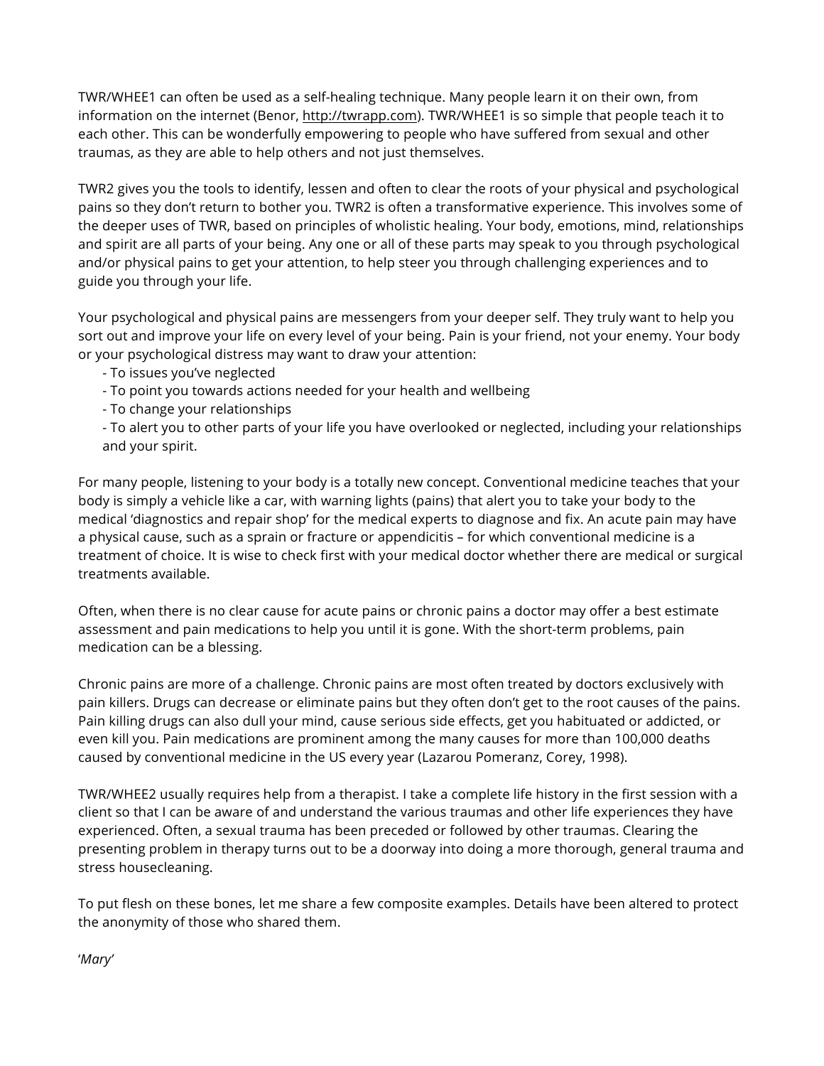TWR/WHEE1 can often be used as a self-healing technique. Many people learn it on their own, from information on the internet (Benor, http://twrapp.com). TWR/WHEE1 is so simple that people teach it to each other. This can be wonderfully empowering to people who have suffered from sexual and other traumas, as they are able to help others and not just themselves.

TWR2 gives you the tools to identify, lessen and often to clear the roots of your physical and psychological pains so they don't return to bother you. TWR2 is often a transformative experience. This involves some of the deeper uses of TWR, based on principles of wholistic healing. Your body, emotions, mind, relationships and spirit are all parts of your being. Any one or all of these parts may speak to you through psychological and/or physical pains to get your attention, to help steer you through challenging experiences and to guide you through your life.

Your psychological and physical pains are messengers from your deeper self. They truly want to help you sort out and improve your life on every level of your being. Pain is your friend, not your enemy. Your body or your psychological distress may want to draw your attention:

- To issues you've neglected
- To point you towards actions needed for your health and wellbeing
- To change your relationships
- To alert you to other parts of your life you have overlooked or neglected, including your relationships and your spirit.

For many people, listening to your body is a totally new concept. Conventional medicine teaches that your body is simply a vehicle like a car, with warning lights (pains) that alert you to take your body to the medical 'diagnostics and repair shop' for the medical experts to diagnose and fix. An acute pain may have a physical cause, such as a sprain or fracture or appendicitis – for which conventional medicine is a treatment of choice. It is wise to check first with your medical doctor whether there are medical or surgical treatments available.

Often, when there is no clear cause for acute pains or chronic pains a doctor may offer a best estimate assessment and pain medications to help you until it is gone. With the short-term problems, pain medication can be a blessing.

Chronic pains are more of a challenge. Chronic pains are most often treated by doctors exclusively with pain killers. Drugs can decrease or eliminate pains but they often don't get to the root causes of the pains. Pain killing drugs can also dull your mind, cause serious side effects, get you habituated or addicted, or even kill you. Pain medications are prominent among the many causes for more than 100,000 deaths caused by conventional medicine in the US every year (Lazarou Pomeranz, Corey, 1998).

TWR/WHEE2 usually requires help from a therapist. I take a complete life history in the first session with a client so that I can be aware of and understand the various traumas and other life experiences they have experienced. Often, a sexual trauma has been preceded or followed by other traumas. Clearing the presenting problem in therapy turns out to be a doorway into doing a more thorough, general trauma and stress housecleaning.

To put flesh on these bones, let me share a few composite examples. Details have been altered to protect the anonymity of those who shared them.

'*Mary*'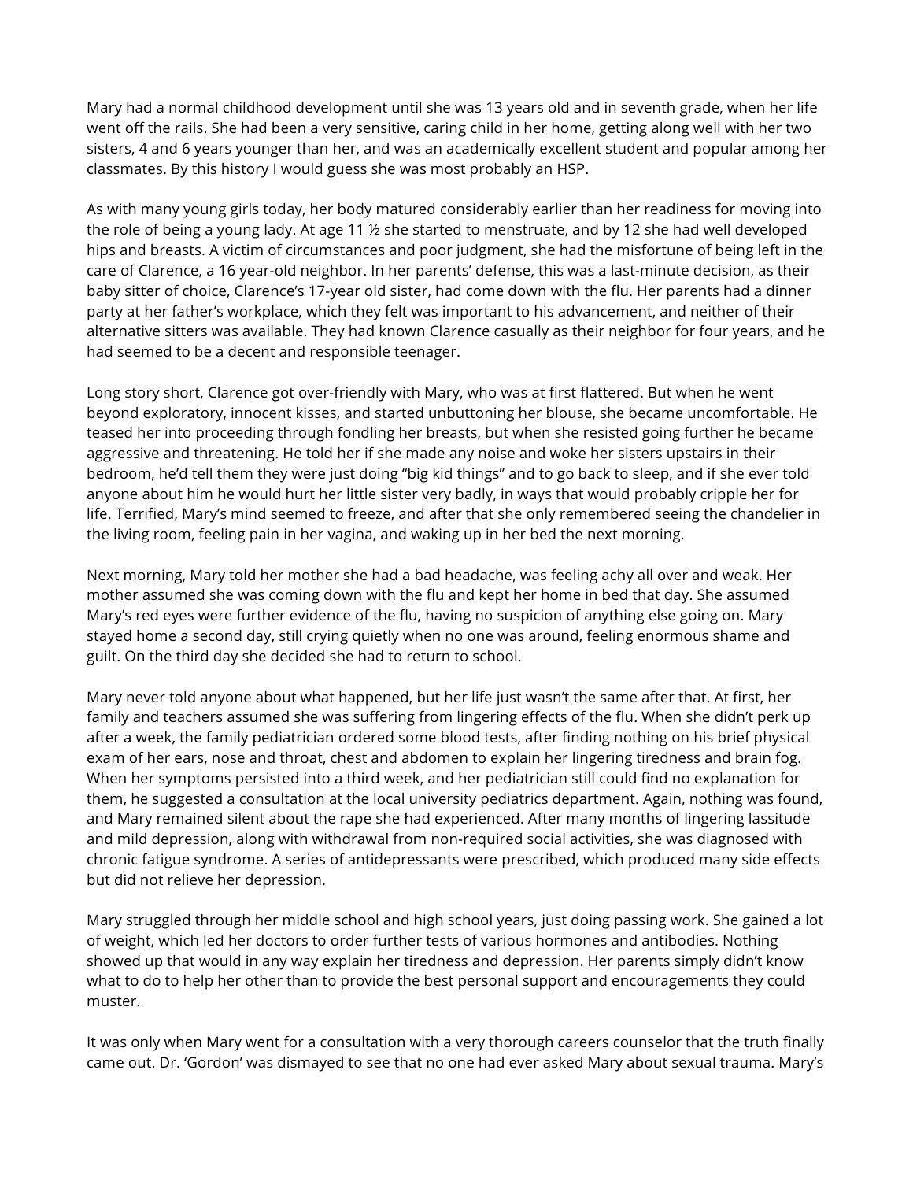Mary had a normal childhood development until she was 13 years old and in seventh grade, when her life went off the rails. She had been a very sensitive, caring child in her home, getting along well with her two sisters, 4 and 6 years younger than her, and was an academically excellent student and popular among her classmates. By this history I would guess she was most probably an HSP.

As with many young girls today, her body matured considerably earlier than her readiness for moving into the role of being a young lady. At age 11 ½ she started to menstruate, and by 12 she had well developed hips and breasts. A victim of circumstances and poor judgment, she had the misfortune of being left in the care of Clarence, a 16 year-old neighbor. In her parents' defense, this was a last-minute decision, as their baby sitter of choice, Clarence's 17-year old sister, had come down with the flu. Her parents had a dinner party at her father's workplace, which they felt was important to his advancement, and neither of their alternative sitters was available. They had known Clarence casually as their neighbor for four years, and he had seemed to be a decent and responsible teenager.

Long story short, Clarence got over-friendly with Mary, who was at first flattered. But when he went beyond exploratory, innocent kisses, and started unbuttoning her blouse, she became uncomfortable. He teased her into proceeding through fondling her breasts, but when she resisted going further he became aggressive and threatening. He told her if she made any noise and woke her sisters upstairs in their bedroom, he'd tell them they were just doing "big kid things" and to go back to sleep, and if she ever told anyone about him he would hurt her little sister very badly, in ways that would probably cripple her for life. Terrified, Mary's mind seemed to freeze, and after that she only remembered seeing the chandelier in the living room, feeling pain in her vagina, and waking up in her bed the next morning.

Next morning, Mary told her mother she had a bad headache, was feeling achy all over and weak. Her mother assumed she was coming down with the flu and kept her home in bed that day. She assumed Mary's red eyes were further evidence of the flu, having no suspicion of anything else going on. Mary stayed home a second day, still crying quietly when no one was around, feeling enormous shame and guilt. On the third day she decided she had to return to school.

Mary never told anyone about what happened, but her life just wasn't the same after that. At first, her family and teachers assumed she was suffering from lingering effects of the flu. When she didn't perk up after a week, the family pediatrician ordered some blood tests, after finding nothing on his brief physical exam of her ears, nose and throat, chest and abdomen to explain her lingering tiredness and brain fog. When her symptoms persisted into a third week, and her pediatrician still could find no explanation for them, he suggested a consultation at the local university pediatrics department. Again, nothing was found, and Mary remained silent about the rape she had experienced. After many months of lingering lassitude and mild depression, along with withdrawal from non-required social activities, she was diagnosed with chronic fatigue syndrome. A series of antidepressants were prescribed, which produced many side effects but did not relieve her depression.

Mary struggled through her middle school and high school years, just doing passing work. She gained a lot of weight, which led her doctors to order further tests of various hormones and antibodies. Nothing showed up that would in any way explain her tiredness and depression. Her parents simply didn't know what to do to help her other than to provide the best personal support and encouragements they could muster.

It was only when Mary went for a consultation with a very thorough careers counselor that the truth finally came out. Dr. 'Gordon' was dismayed to see that no one had ever asked Mary about sexual trauma. Mary's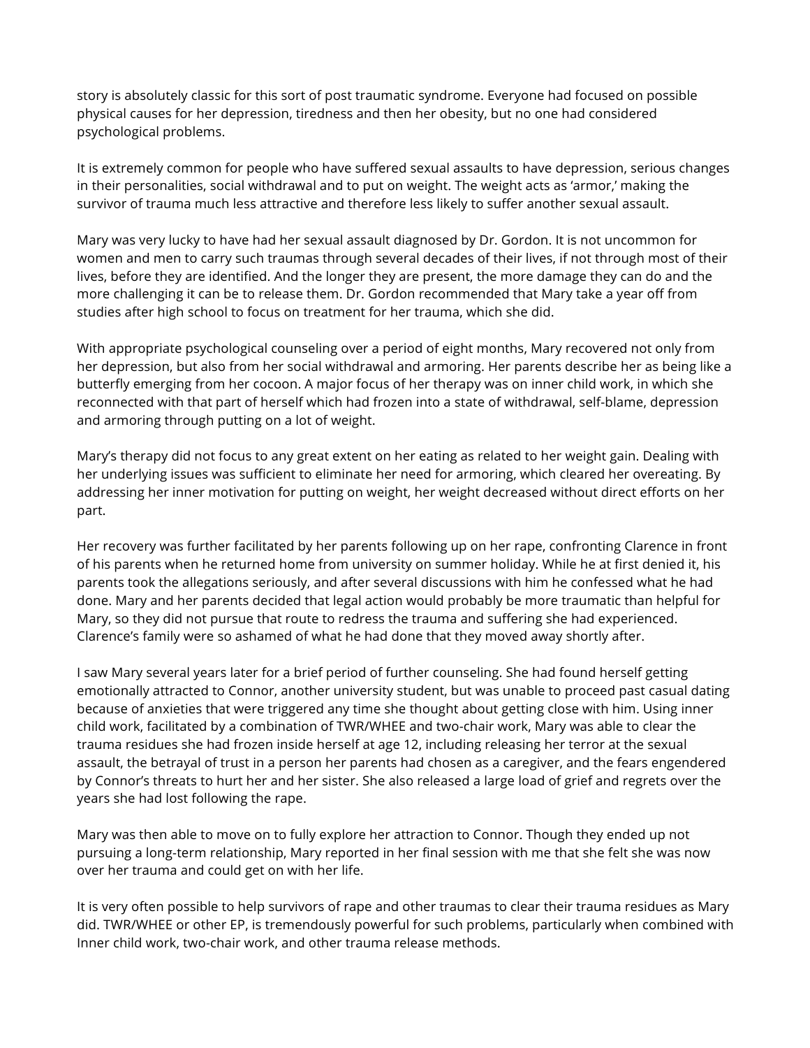story is absolutely classic for this sort of post traumatic syndrome. Everyone had focused on possible physical causes for her depression, tiredness and then her obesity, but no one had considered psychological problems.

It is extremely common for people who have suffered sexual assaults to have depression, serious changes in their personalities, social withdrawal and to put on weight. The weight acts as 'armor,' making the survivor of trauma much less attractive and therefore less likely to suffer another sexual assault.

Mary was very lucky to have had her sexual assault diagnosed by Dr. Gordon. It is not uncommon for women and men to carry such traumas through several decades of their lives, if not through most of their lives, before they are identified. And the longer they are present, the more damage they can do and the more challenging it can be to release them. Dr. Gordon recommended that Mary take a year off from studies after high school to focus on treatment for her trauma, which she did.

With appropriate psychological counseling over a period of eight months, Mary recovered not only from her depression, but also from her social withdrawal and armoring. Her parents describe her as being like a butterfly emerging from her cocoon. A major focus of her therapy was on inner child work, in which she reconnected with that part of herself which had frozen into a state of withdrawal, self-blame, depression and armoring through putting on a lot of weight.

Mary's therapy did not focus to any great extent on her eating as related to her weight gain. Dealing with her underlying issues was sufficient to eliminate her need for armoring, which cleared her overeating. By addressing her inner motivation for putting on weight, her weight decreased without direct efforts on her part.

Her recovery was further facilitated by her parents following up on her rape, confronting Clarence in front of his parents when he returned home from university on summer holiday. While he at first denied it, his parents took the allegations seriously, and after several discussions with him he confessed what he had done. Mary and her parents decided that legal action would probably be more traumatic than helpful for Mary, so they did not pursue that route to redress the trauma and suffering she had experienced. Clarence's family were so ashamed of what he had done that they moved away shortly after.

I saw Mary several years later for a brief period of further counseling. She had found herself getting emotionally attracted to Connor, another university student, but was unable to proceed past casual dating because of anxieties that were triggered any time she thought about getting close with him. Using inner child work, facilitated by a combination of TWR/WHEE and two-chair work, Mary was able to clear the trauma residues she had frozen inside herself at age 12, including releasing her terror at the sexual assault, the betrayal of trust in a person her parents had chosen as a caregiver, and the fears engendered by Connor's threats to hurt her and her sister. She also released a large load of grief and regrets over the years she had lost following the rape.

Mary was then able to move on to fully explore her attraction to Connor. Though they ended up not pursuing a long-term relationship, Mary reported in her final session with me that she felt she was now over her trauma and could get on with her life.

It is very often possible to help survivors of rape and other traumas to clear their trauma residues as Mary did. TWR/WHEE or other EP, is tremendously powerful for such problems, particularly when combined with Inner child work, two-chair work, and other trauma release methods.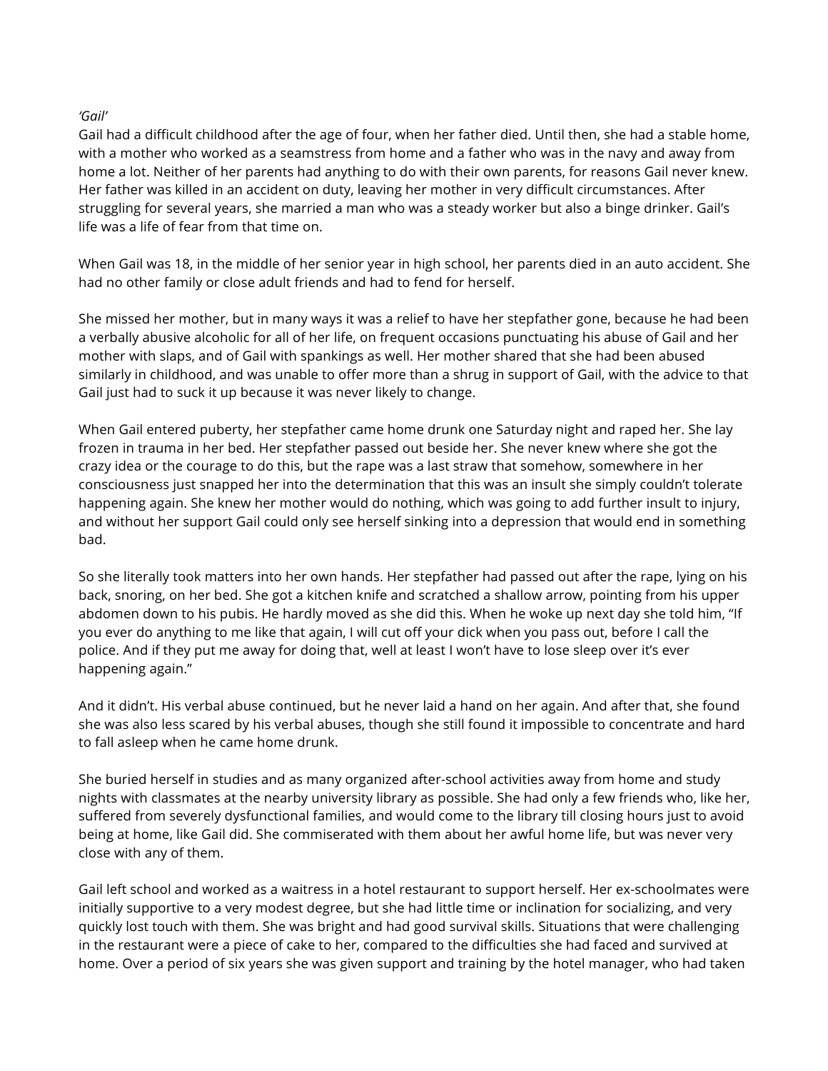*'Gail'*

Gail had a difficult childhood after the age of four, when her father died. Until then, she had a stable home, with a mother who worked as a seamstress from home and a father who was in the navy and away from home a lot. Neither of her parents had anything to do with their own parents, for reasons Gail never knew. Her father was killed in an accident on duty, leaving her mother in very difficult circumstances. After struggling for several years, she married a man who was a steady worker but also a binge drinker. Gail's life was a life of fear from that time on.

When Gail was 18, in the middle of her senior year in high school, her parents died in an auto accident. She had no other family or close adult friends and had to fend for herself.

She missed her mother, but in many ways it was a relief to have her stepfather gone, because he had been a verbally abusive alcoholic for all of her life, on frequent occasions punctuating his abuse of Gail and her mother with slaps, and of Gail with spankings as well. Her mother shared that she had been abused similarly in childhood, and was unable to offer more than a shrug in support of Gail, with the advice to that Gail just had to suck it up because it was never likely to change.

When Gail entered puberty, her stepfather came home drunk one Saturday night and raped her. She lay frozen in trauma in her bed. Her stepfather passed out beside her. She never knew where she got the crazy idea or the courage to do this, but the rape was a last straw that somehow, somewhere in her consciousness just snapped her into the determination that this was an insult she simply couldn't tolerate happening again. She knew her mother would do nothing, which was going to add further insult to injury, and without her support Gail could only see herself sinking into a depression that would end in something bad.

So she literally took matters into her own hands. Her stepfather had passed out after the rape, lying on his back, snoring, on her bed. She got a kitchen knife and scratched a shallow arrow, pointing from his upper abdomen down to his pubis. He hardly moved as she did this. When he woke up next day she told him, "If you ever do anything to me like that again, I will cut off your dick when you pass out, before I call the police. And if they put me away for doing that, well at least I won't have to lose sleep over it's ever happening again."

And it didn't. His verbal abuse continued, but he never laid a hand on her again. And after that, she found she was also less scared by his verbal abuses, though she still found it impossible to concentrate and hard to fall asleep when he came home drunk.

She buried herself in studies and as many organized after-school activities away from home and study nights with classmates at the nearby university library as possible. She had only a few friends who, like her, suffered from severely dysfunctional families, and would come to the library till closing hours just to avoid being at home, like Gail did. She commiserated with them about her awful home life, but was never very close with any of them.

Gail left school and worked as a waitress in a hotel restaurant to support herself. Her ex-schoolmates were initially supportive to a very modest degree, but she had little time or inclination for socializing, and very quickly lost touch with them. She was bright and had good survival skills. Situations that were challenging in the restaurant were a piece of cake to her, compared to the difficulties she had faced and survived at home. Over a period of six years she was given support and training by the hotel manager, who had taken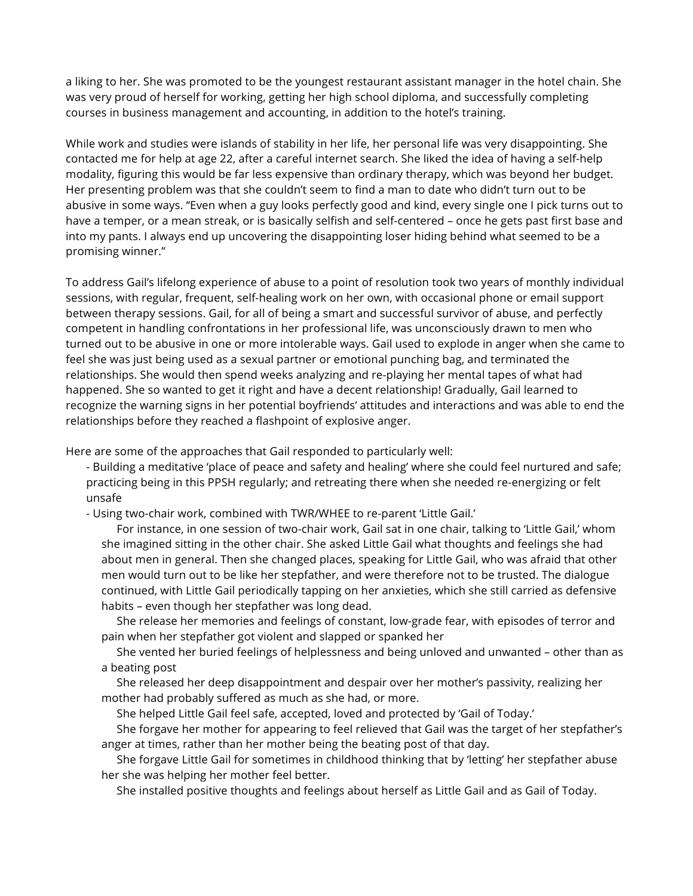a liking to her. She was promoted to be the youngest restaurant assistant manager in the hotel chain. She was very proud of herself for working, getting her high school diploma, and successfully completing courses in business management and accounting, in addition to the hotel's training.

While work and studies were islands of stability in her life, her personal life was very disappointing. She contacted me for help at age 22, after a careful internet search. She liked the idea of having a self-help modality, figuring this would be far less expensive than ordinary therapy, which was beyond her budget. Her presenting problem was that she couldn't seem to find a man to date who didn't turn out to be abusive in some ways. "Even when a guy looks perfectly good and kind, every single one I pick turns out to have a temper, or a mean streak, or is basically selfish and self-centered – once he gets past first base and into my pants. I always end up uncovering the disappointing loser hiding behind what seemed to be a promising winner."

To address Gail's lifelong experience of abuse to a point of resolution took two years of monthly individual sessions, with regular, frequent, self-healing work on her own, with occasional phone or email support between therapy sessions. Gail, for all of being a smart and successful survivor of abuse, and perfectly competent in handling confrontations in her professional life, was unconsciously drawn to men who turned out to be abusive in one or more intolerable ways. Gail used to explode in anger when she came to feel she was just being used as a sexual partner or emotional punching bag, and terminated the relationships. She would then spend weeks analyzing and re-playing her mental tapes of what had happened. She so wanted to get it right and have a decent relationship! Gradually, Gail learned to recognize the warning signs in her potential boyfriends' attitudes and interactions and was able to end the relationships before they reached a flashpoint of explosive anger.

Here are some of the approaches that Gail responded to particularly well:

- Building a meditative 'place of peace and safety and healing' where she could feel nurtured and safe; practicing being in this PPSH regularly; and retreating there when she needed re-energizing or felt unsafe
- Using two-chair work, combined with TWR/WHEE to re-parent 'Little Gail.'

  For instance, in one session of two-chair work, Gail sat in one chair, talking to 'Little Gail,' whom she imagined sitting in the other chair. She asked Little Gail what thoughts and feelings she had about men in general. Then she changed places, speaking for Little Gail, who was afraid that other men would turn out to be like her stepfather, and were therefore not to be trusted. The dialogue continued, with Little Gail periodically tapping on her anxieties, which she still carried as defensive habits – even though her stepfather was long dead.

  She release her memories and feelings of constant, low-grade fear, with episodes of terror and pain when her stepfather got violent and slapped or spanked her

  She vented her buried feelings of helplessness and being unloved and unwanted – other than as a beating post

  She released her deep disappointment and despair over her mother's passivity, realizing her mother had probably suffered as much as she had, or more.

  She helped Little Gail feel safe, accepted, loved and protected by 'Gail of Today.'

  She forgave her mother for appearing to feel relieved that Gail was the target of her stepfather's anger at times, rather than her mother being the beating post of that day.

  She forgave Little Gail for sometimes in childhood thinking that by 'letting' her stepfather abuse her she was helping her mother feel better.

  She installed positive thoughts and feelings about herself as Little Gail and as Gail of Today.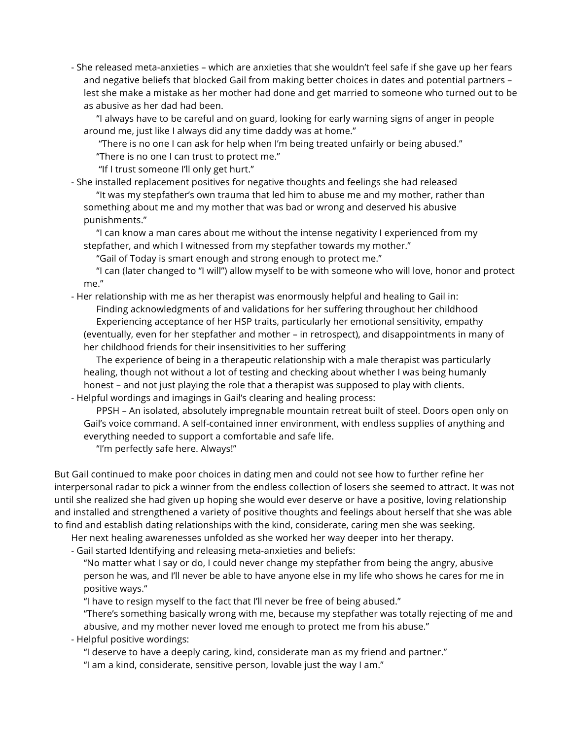- She released meta-anxieties – which are anxieties that she wouldn't feel safe if she gave up her fears and negative beliefs that blocked Gail from making better choices in dates and potential partners – lest she make a mistake as her mother had done and get married to someone who turned out to be as abusive as her dad had been.

  "I always have to be careful and on guard, looking for early warning signs of anger in people around me, just like I always did any time daddy was at home."

  "There is no one I can ask for help when I'm being treated unfairly or being abused."

  "There is no one I can trust to protect me."

  "If I trust someone I'll only get hurt."

- She installed replacement positives for negative thoughts and feelings she had released

  "It was my stepfather's own trauma that led him to abuse me and my mother, rather than something about me and my mother that was bad or wrong and deserved his abusive punishments."

  "I can know a man cares about me without the intense negativity I experienced from my stepfather, and which I witnessed from my stepfather towards my mother."

  "Gail of Today is smart enough and strong enough to protect me."

  "I can (later changed to "I will") allow myself to be with someone who will love, honor and protect me."

- Her relationship with me as her therapist was enormously helpful and healing to Gail in:

  Finding acknowledgments of and validations for her suffering throughout her childhood

  Experiencing acceptance of her HSP traits, particularly her emotional sensitivity, empathy (eventually, even for her stepfather and mother – in retrospect), and disappointments in many of her childhood friends for their insensitivities to her suffering

  The experience of being in a therapeutic relationship with a male therapist was particularly healing, though not without a lot of testing and checking about whether I was being humanly honest – and not just playing the role that a therapist was supposed to play with clients.

- Helpful wordings and imagings in Gail's clearing and healing process:

  PPSH – An isolated, absolutely impregnable mountain retreat built of steel. Doors open only on Gail's voice command. A self-contained inner environment, with endless supplies of anything and everything needed to support a comfortable and safe life.

  "I'm perfectly safe here. Always!"

But Gail continued to make poor choices in dating men and could not see how to further refine her interpersonal radar to pick a winner from the endless collection of losers she seemed to attract. It was not until she realized she had given up hoping she would ever deserve or have a positive, loving relationship and installed and strengthened a variety of positive thoughts and feelings about herself that she was able to find and establish dating relationships with the kind, considerate, caring men she was seeking.

Her next healing awarenesses unfolded as she worked her way deeper into her therapy.

- Gail started Identifying and releasing meta-anxieties and beliefs:

  "No matter what I say or do, I could never change my stepfather from being the angry, abusive person he was, and I'll never be able to have anyone else in my life who shows he cares for me in positive ways."

  "I have to resign myself to the fact that I'll never be free of being abused."

  "There's something basically wrong with me, because my stepfather was totally rejecting of me and abusive, and my mother never loved me enough to protect me from his abuse."

- Helpful positive wordings:

  "I deserve to have a deeply caring, kind, considerate man as my friend and partner."

  "I am a kind, considerate, sensitive person, lovable just the way I am."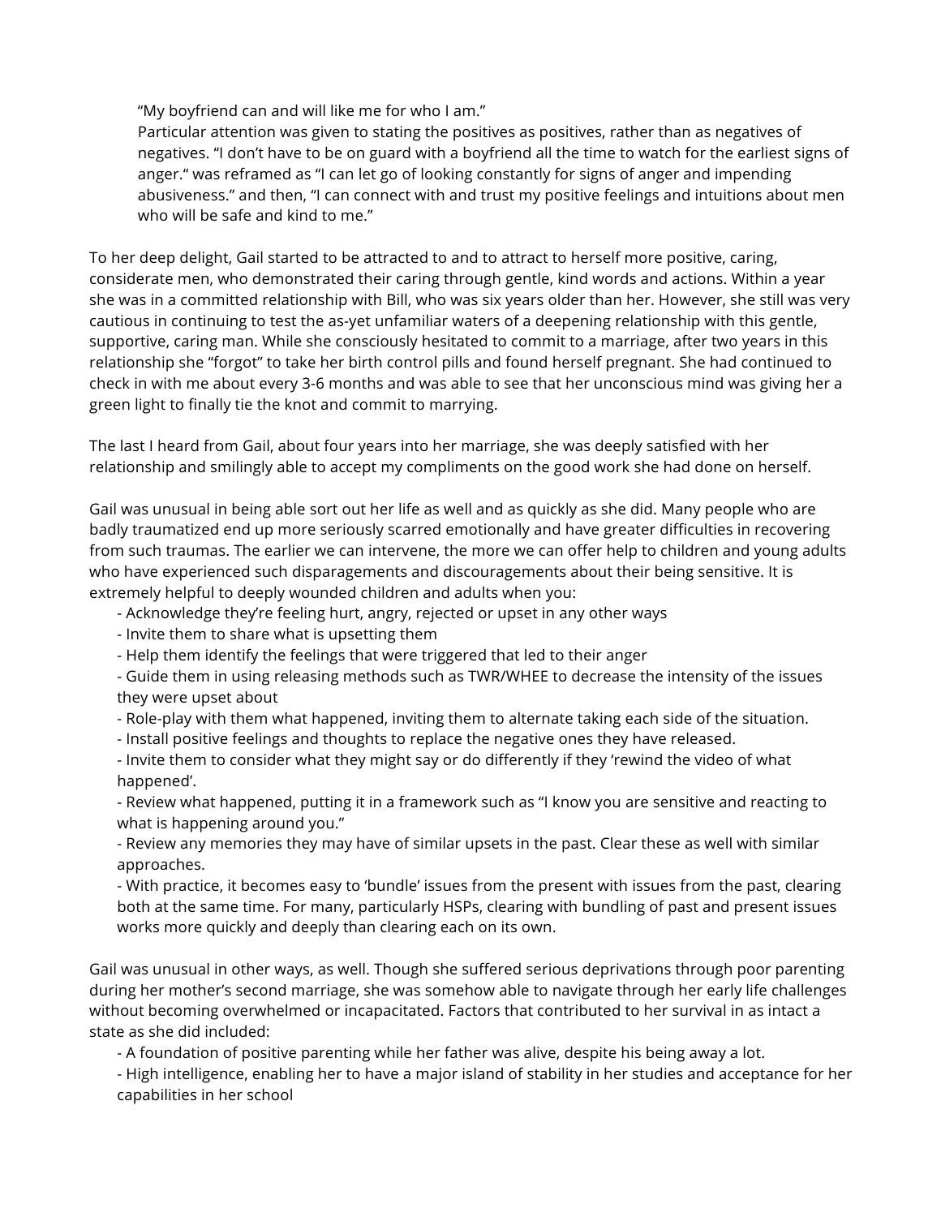"My boyfriend can and will like me for who I am."

Particular attention was given to stating the positives as positives, rather than as negatives of negatives. "I don't have to be on guard with a boyfriend all the time to watch for the earliest signs of anger." was reframed as "I can let go of looking constantly for signs of anger and impending abusiveness." and then, "I can connect with and trust my positive feelings and intuitions about men who will be safe and kind to me."

To her deep delight, Gail started to be attracted to and to attract to herself more positive, caring, considerate men, who demonstrated their caring through gentle, kind words and actions. Within a year she was in a committed relationship with Bill, who was six years older than her. However, she still was very cautious in continuing to test the as-yet unfamiliar waters of a deepening relationship with this gentle, supportive, caring man. While she consciously hesitated to commit to a marriage, after two years in this relationship she "forgot" to take her birth control pills and found herself pregnant. She had continued to check in with me about every 3-6 months and was able to see that her unconscious mind was giving her a green light to finally tie the knot and commit to marrying.

The last I heard from Gail, about four years into her marriage, she was deeply satisfied with her relationship and smilingly able to accept my compliments on the good work she had done on herself.

Gail was unusual in being able sort out her life as well and as quickly as she did. Many people who are badly traumatized end up more seriously scarred emotionally and have greater difficulties in recovering from such traumas. The earlier we can intervene, the more we can offer help to children and young adults who have experienced such disparagements and discouragements about their being sensitive. It is extremely helpful to deeply wounded children and adults when you:

- Acknowledge they're feeling hurt, angry, rejected or upset in any other ways
- Invite them to share what is upsetting them
- Help them identify the feelings that were triggered that led to their anger
- Guide them in using releasing methods such as TWR/WHEE to decrease the intensity of the issues they were upset about
- Role-play with them what happened, inviting them to alternate taking each side of the situation.
- Install positive feelings and thoughts to replace the negative ones they have released.
- Invite them to consider what they might say or do differently if they 'rewind the video of what happened'.
- Review what happened, putting it in a framework such as "I know you are sensitive and reacting to what is happening around you."
- Review any memories they may have of similar upsets in the past. Clear these as well with similar approaches.
- With practice, it becomes easy to 'bundle' issues from the present with issues from the past, clearing both at the same time. For many, particularly HSPs, clearing with bundling of past and present issues works more quickly and deeply than clearing each on its own.

Gail was unusual in other ways, as well. Though she suffered serious deprivations through poor parenting during her mother's second marriage, she was somehow able to navigate through her early life challenges without becoming overwhelmed or incapacitated. Factors that contributed to her survival in as intact a state as she did included:

- A foundation of positive parenting while her father was alive, despite his being away a lot.
- High intelligence, enabling her to have a major island of stability in her studies and acceptance for her capabilities in her school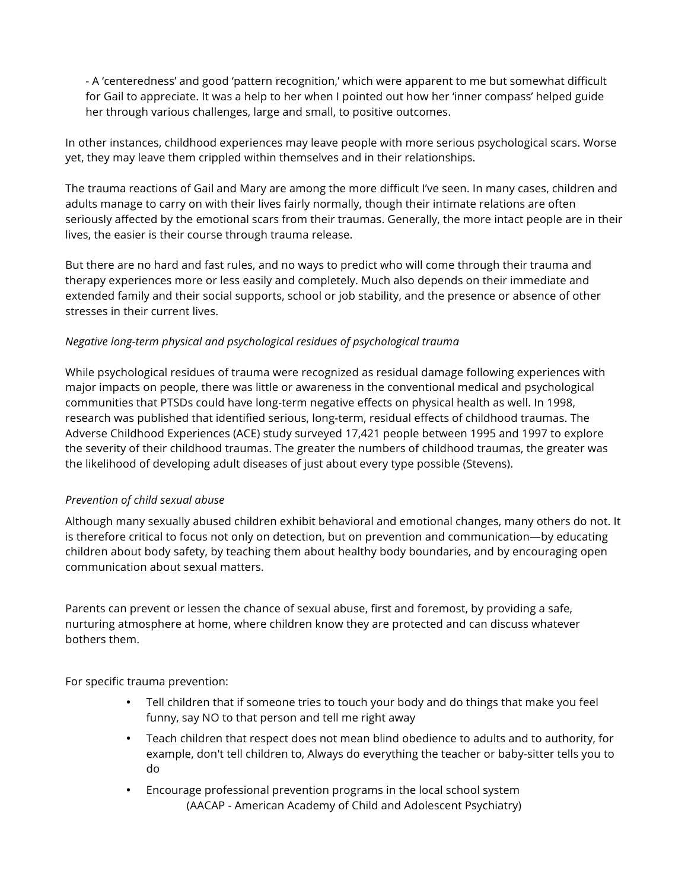- A 'centeredness' and good 'pattern recognition,' which were apparent to me but somewhat difficult for Gail to appreciate. It was a help to her when I pointed out how her 'inner compass' helped guide her through various challenges, large and small, to positive outcomes.

In other instances, childhood experiences may leave people with more serious psychological scars. Worse yet, they may leave them crippled within themselves and in their relationships.

The trauma reactions of Gail and Mary are among the more difficult I've seen. In many cases, children and adults manage to carry on with their lives fairly normally, though their intimate relations are often seriously affected by the emotional scars from their traumas. Generally, the more intact people are in their lives, the easier is their course through trauma release.

But there are no hard and fast rules, and no ways to predict who will come through their trauma and therapy experiences more or less easily and completely. Much also depends on their immediate and extended family and their social supports, school or job stability, and the presence or absence of other stresses in their current lives.

*Negative long-term physical and psychological residues of psychological trauma*

While psychological residues of trauma were recognized as residual damage following experiences with major impacts on people, there was little or awareness in the conventional medical and psychological communities that PTSDs could have long-term negative effects on physical health as well. In 1998, research was published that identified serious, long-term, residual effects of childhood traumas. The Adverse Childhood Experiences (ACE) study surveyed 17,421 people between 1995 and 1997 to explore the severity of their childhood traumas. The greater the numbers of childhood traumas, the greater was the likelihood of developing adult diseases of just about every type possible (Stevens).

*Prevention of child sexual abuse*

Although many sexually abused children exhibit behavioral and emotional changes, many others do not. It is therefore critical to focus not only on detection, but on prevention and communication—by educating children about body safety, by teaching them about healthy body boundaries, and by encouraging open communication about sexual matters.

Parents can prevent or lessen the chance of sexual abuse, first and foremost, by providing a safe, nurturing atmosphere at home, where children know they are protected and can discuss whatever bothers them.

For specific trauma prevention:

- Tell children that if someone tries to touch your body and do things that make you feel funny, say NO to that person and tell me right away
- Teach children that respect does not mean blind obedience to adults and to authority, for example, don't tell children to, Always do everything the teacher or baby-sitter tells you to do
- Encourage professional prevention programs in the local school system
  (AACAP - American Academy of Child and Adolescent Psychiatry)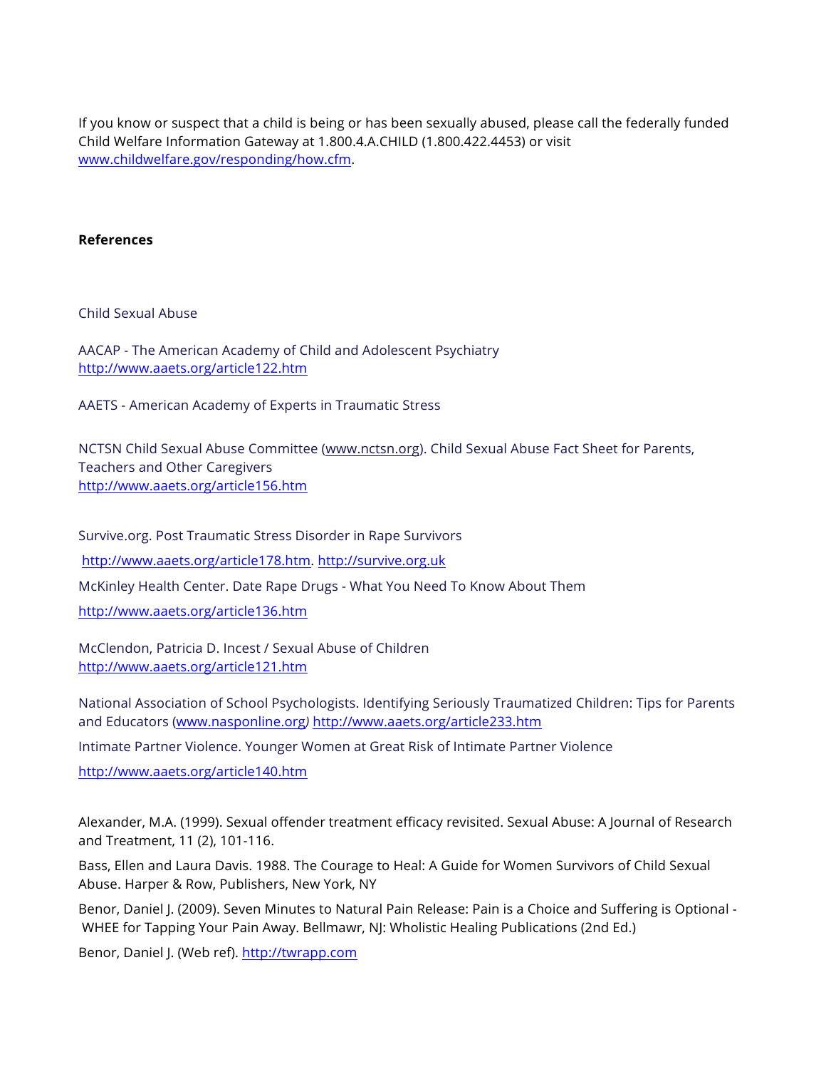If you know or suspect that a child is being or has been sexually abused, please call the federally funded Child Welfare Information Gateway at 1.800.4.A.CHILD (1.800.422.4453) or visit www.childwelfare.gov/responding/how.cfm.

**References**

Child Sexual Abuse

AACAP - The American Academy of Child and Adolescent Psychiatry
http://www.aaets.org/article122.htm

AAETS - American Academy of Experts in Traumatic Stress

NCTSN Child Sexual Abuse Committee (www.nctsn.org). Child Sexual Abuse Fact Sheet for Parents, Teachers and Other Caregivers
http://www.aaets.org/article156.htm

Survive.org. Post Traumatic Stress Disorder in Rape Survivors
http://www.aaets.org/article178.htm. http://survive.org.uk

McKinley Health Center. Date Rape Drugs - What You Need To Know About Them
http://www.aaets.org/article136.htm

McClendon, Patricia D. Incest / Sexual Abuse of Children
http://www.aaets.org/article121.htm

National Association of School Psychologists. Identifying Seriously Traumatized Children: Tips for Parents and Educators (www.nasponline.org) http://www.aaets.org/article233.htm

Intimate Partner Violence. Younger Women at Great Risk of Intimate Partner Violence
http://www.aaets.org/article140.htm

Alexander, M.A. (1999). Sexual offender treatment efficacy revisited. Sexual Abuse: A Journal of Research and Treatment, 11 (2), 101-116.

Bass, Ellen and Laura Davis. 1988. The Courage to Heal: A Guide for Women Survivors of Child Sexual Abuse. Harper & Row, Publishers, New York, NY

Benor, Daniel J. (2009). Seven Minutes to Natural Pain Release: Pain is a Choice and Suffering is Optional - WHEE for Tapping Your Pain Away. Bellmawr, NJ: Wholistic Healing Publications (2nd Ed.)

Benor, Daniel J. (Web ref). http://twrapp.com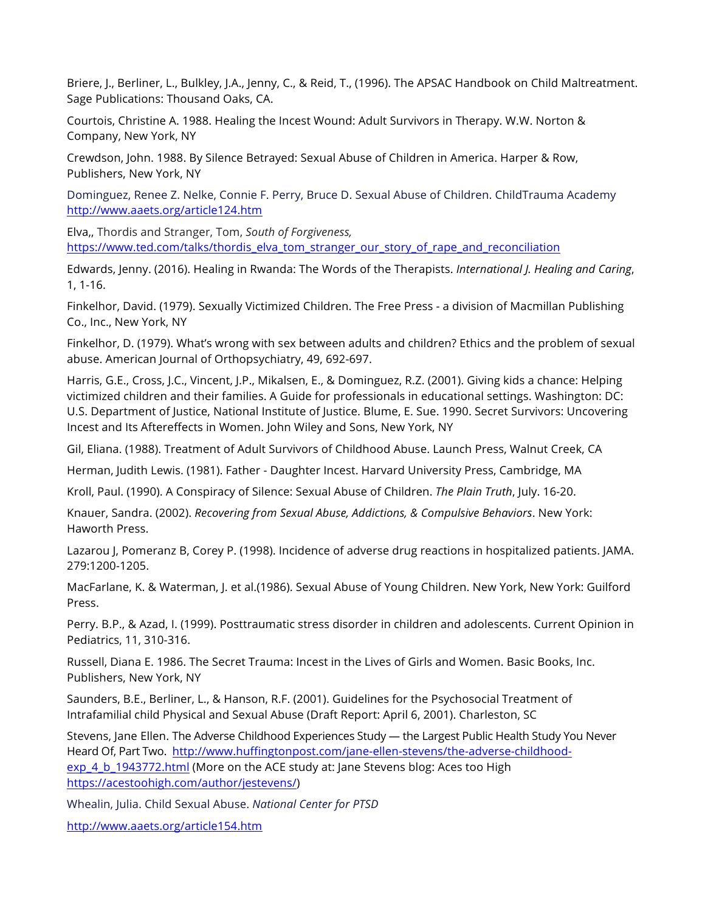Briere, J., Berliner, L., Bulkley, J.A., Jenny, C., & Reid, T., (1996). The APSAC Handbook on Child Maltreatment. Sage Publications: Thousand Oaks, CA.

Courtois, Christine A. 1988. Healing the Incest Wound: Adult Survivors in Therapy. W.W. Norton & Company, New York, NY

Crewdson, John. 1988. By Silence Betrayed: Sexual Abuse of Children in America. Harper & Row, Publishers, New York, NY

Dominguez, Renee Z. Nelke, Connie F. Perry, Bruce D. Sexual Abuse of Children. ChildTrauma Academy http://www.aaets.org/article124.htm

Elva,, Thordis and Stranger, Tom, *South of Forgiveness,* https://www.ted.com/talks/thordis_elva_tom_stranger_our_story_of_rape_and_reconciliation

Edwards, Jenny. (2016). Healing in Rwanda: The Words of the Therapists. *International J. Healing and Caring*, 1, 1-16.

Finkelhor, David. (1979). Sexually Victimized Children. The Free Press - a division of Macmillan Publishing Co., Inc., New York, NY

Finkelhor, D. (1979). What's wrong with sex between adults and children? Ethics and the problem of sexual abuse. American Journal of Orthopsychiatry, 49, 692-697.

Harris, G.E., Cross, J.C., Vincent, J.P., Mikalsen, E., & Dominguez, R.Z. (2001). Giving kids a chance: Helping victimized children and their families. A Guide for professionals in educational settings. Washington: DC: U.S. Department of Justice, National Institute of Justice. Blume, E. Sue. 1990. Secret Survivors: Uncovering Incest and Its Aftereffects in Women. John Wiley and Sons, New York, NY

Gil, Eliana. (1988). Treatment of Adult Survivors of Childhood Abuse. Launch Press, Walnut Creek, CA

Herman, Judith Lewis. (1981). Father - Daughter Incest. Harvard University Press, Cambridge, MA

Kroll, Paul. (1990). A Conspiracy of Silence: Sexual Abuse of Children. *The Plain Truth*, July. 16-20.

Knauer, Sandra. (2002). *Recovering from Sexual Abuse, Addictions, & Compulsive Behaviors*. New York: Haworth Press.

Lazarou J, Pomeranz B, Corey P. (1998). Incidence of adverse drug reactions in hospitalized patients. JAMA. 279:1200-1205.

MacFarlane, K. & Waterman, J. et al.(1986). Sexual Abuse of Young Children. New York, New York: Guilford Press.

Perry. B.P., & Azad, I. (1999). Posttraumatic stress disorder in children and adolescents. Current Opinion in Pediatrics, 11, 310-316.

Russell, Diana E. 1986. The Secret Trauma: Incest in the Lives of Girls and Women. Basic Books, Inc. Publishers, New York, NY

Saunders, B.E., Berliner, L., & Hanson, R.F. (2001). Guidelines for the Psychosocial Treatment of Intrafamilial child Physical and Sexual Abuse (Draft Report: April 6, 2001). Charleston, SC

Stevens, Jane Ellen. The Adverse Childhood Experiences Study — the Largest Public Health Study You Never Heard Of, Part Two. http://www.huffingtonpost.com/jane-ellen-stevens/the-adverse-childhood-exp_4_b_1943772.html (More on the ACE study at: Jane Stevens blog: Aces too High https://acestoohigh.com/author/jestevens/)

Whealin, Julia. Child Sexual Abuse. *National Center for PTSD*

http://www.aaets.org/article154.htm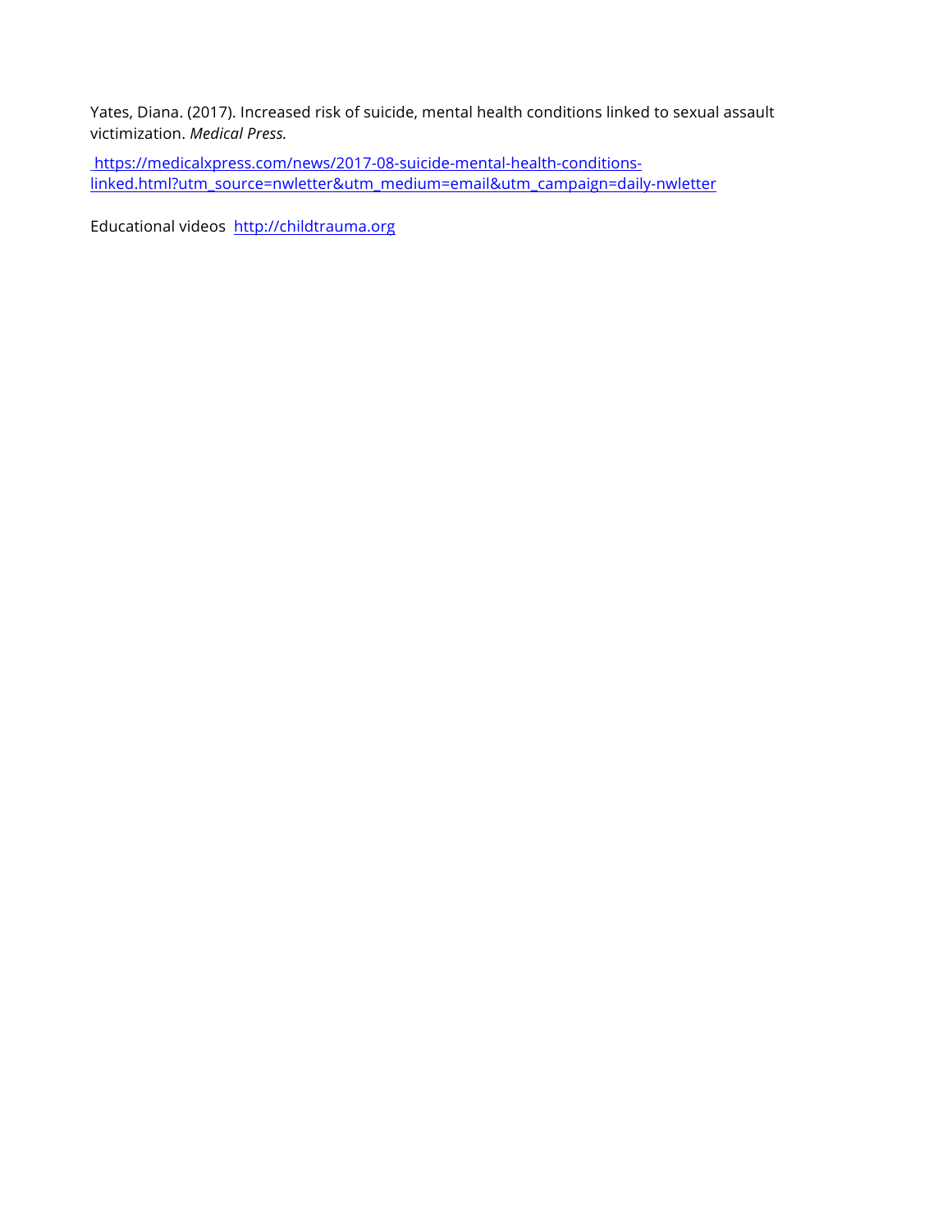Yates, Diana. (2017). Increased risk of suicide, mental health conditions linked to sexual assault victimization. *Medical Press.*

https://medicalxpress.com/news/2017-08-suicide-mental-health-conditions-linked.html?utm_source=nwletter&utm_medium=email&utm_campaign=daily-nwletter

Educational videos http://childtrauma.org